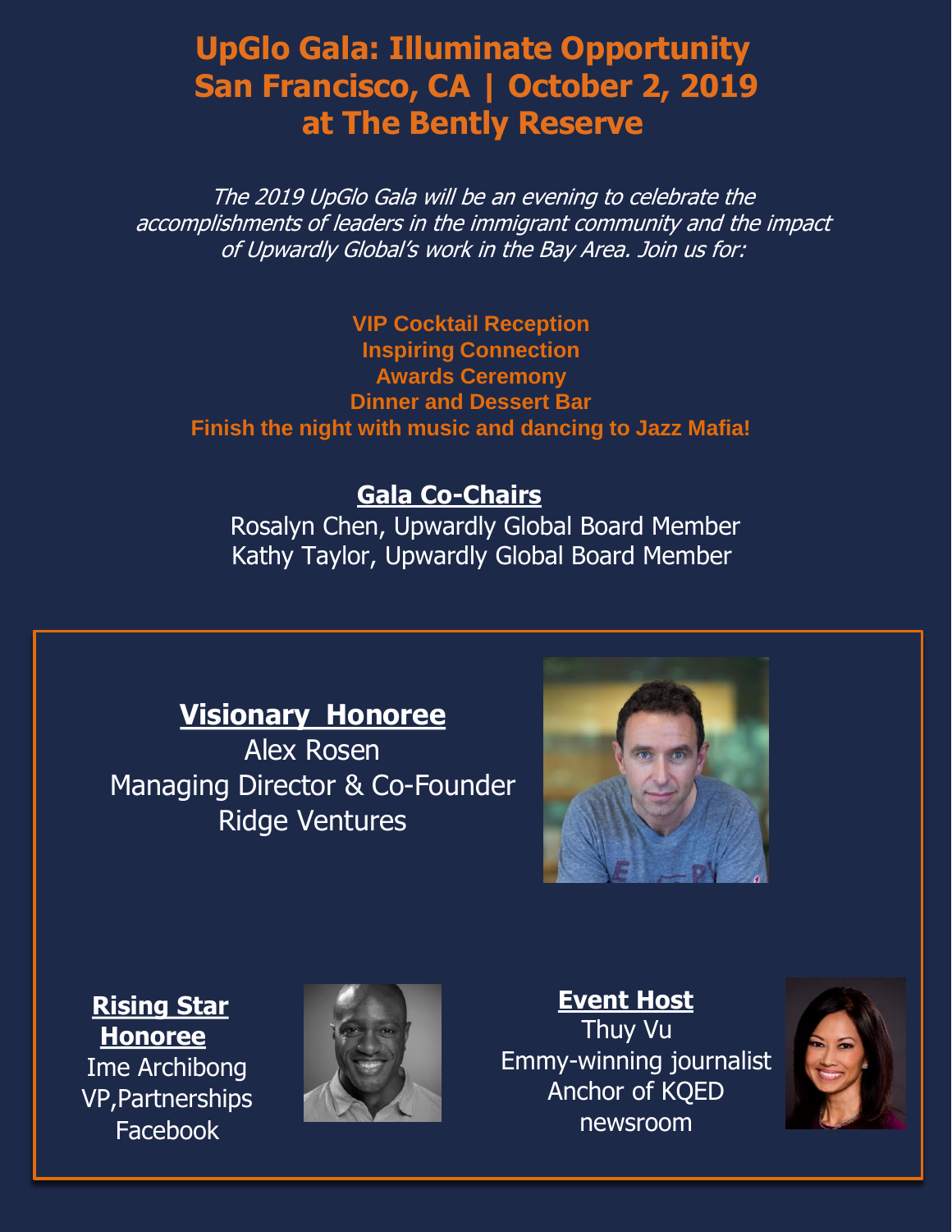# UpGlo Gala: Illuminate Opportunity
# San Francisco, CA | October 2, 2019
# at The Bently Reserve

*The 2019 UpGlo Gala will be an evening to celebrate the accomplishments of leaders in the immigrant community and the impact of Upwardly Global's work in the Bay Area. Join us for:*

**VIP Cocktail Reception**
**Inspiring Connection**
**Awards Ceremony**
**Dinner and Dessert Bar**
**Finish the night with music and dancing to Jazz Mafia!**

## Gala Co-Chairs

Rosalyn Chen, Upwardly Global Board Member
Kathy Taylor, Upwardly Global Board Member

## Visionary Honoree

Alex Rosen
Managing Director & Co-Founder
Ridge Ventures

## Rising Star Honoree

Ime Archibong
VP,Partnerships
Facebook

## Event Host

Thuy Vu
Emmy-winning journalist
Anchor of KQED newsroom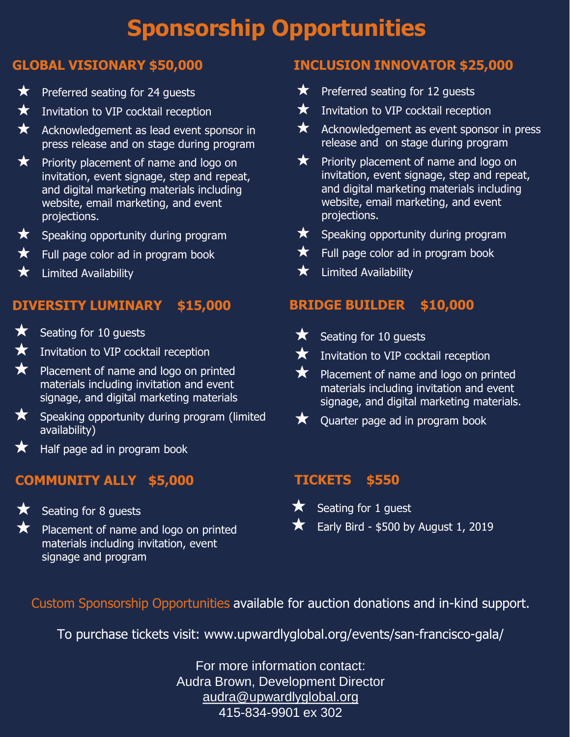# Sponsorship Opportunities

## GLOBAL VISIONARY $50,000

- Preferred seating for 24 guests
- Invitation to VIP cocktail reception
- Acknowledgement as lead event sponsor in press release and on stage during program
- Priority placement of name and logo on invitation, event signage, step and repeat, and digital marketing materials including website, email marketing, and event projections.
- Speaking opportunity during program
- Full page color ad in program book
- Limited Availability

## INCLUSION INNOVATOR $25,000

- Preferred seating for 12 guests
- Invitation to VIP cocktail reception
- Acknowledgement as event sponsor in press release and on stage during program
- Priority placement of name and logo on invitation, event signage, step and repeat, and digital marketing materials including website, email marketing, and event projections.
- Speaking opportunity during program
- Full page color ad in program book
- Limited Availability

## DIVERSITY LUMINARY $15,000

- Seating for 10 guests
- Invitation to VIP cocktail reception
- Placement of name and logo on printed materials including invitation and event signage, and digital marketing materials
- Speaking opportunity during program (limited availability)
- Half page ad in program book

## BRIDGE BUILDER $10,000

- Seating for 10 guests
- Invitation to VIP cocktail reception
- Placement of name and logo on printed materials including invitation and event signage, and digital marketing materials.
- Quarter page ad in program book

## COMMUNITY ALLY $5,000

- Seating for 8 guests
- Placement of name and logo on printed materials including invitation, event signage and program

## TICKETS $550

- Seating for 1 guest
- Early Bird - $500 by August 1, 2019

Custom Sponsorship Opportunities available for auction donations and in-kind support.

To purchase tickets visit: www.upwardlyglobal.org/events/san-francisco-gala/

For more information contact:
Audra Brown, Development Director
audra@upwardlyglobal.org
415-834-9901 ex 302